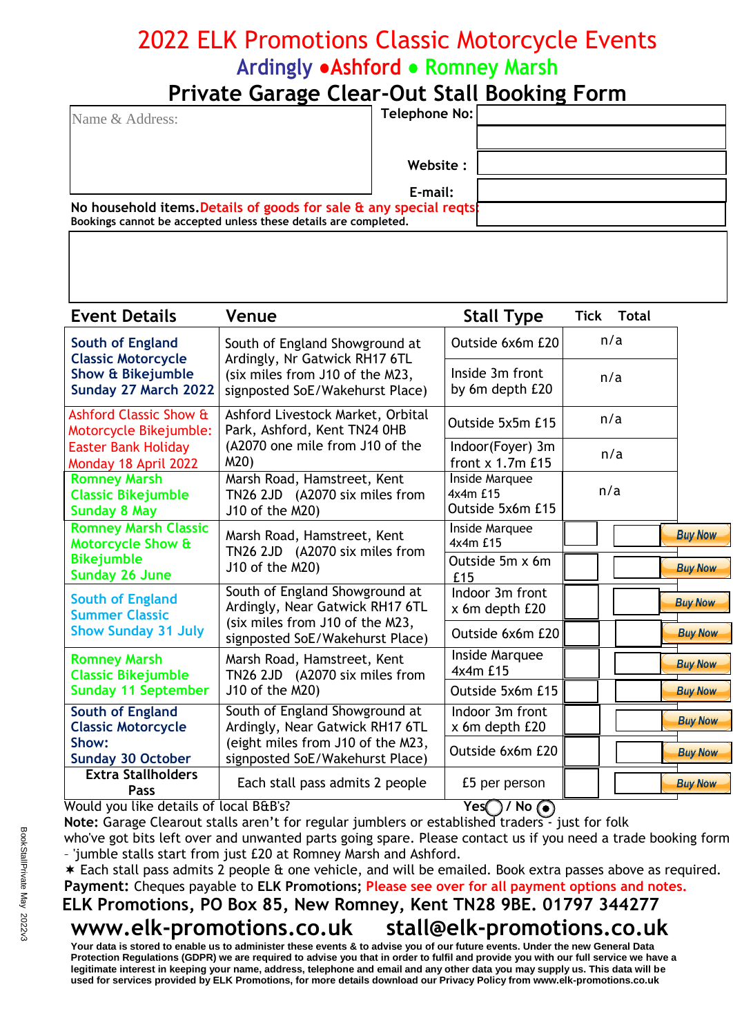# 2022 ELK Promotions Classic Motorcycle Events

## Ardingly • Ashford • Romney Marsh

## Private Garage Clear-Out Stall Booking Form

| Name & Address: | Telephone No: | |
|---|---|---|
| | Website : | |
| | E-mail: | |

**No household items.** Details of goods for sale & any special reqts:
Bookings cannot be accepted unless these details are completed.

| Event Details | Venue | Stall Type | Tick | Total | |
|---|---|---|---|---|---|
| South of England Classic Motorcycle Show & Bikejumble Sunday 27 March 2022 | South of England Showground at Ardingly, Nr Gatwick RH17 6TL (six miles from J10 of the M23, signposted SoE/Wakehurst Place) | Outside 6x6m £20 | n/a | | |
| | | Inside 3m front by 6m depth £20 | n/a | | |
| Ashford Classic Show & Motorcycle Bikejumble: Easter Bank Holiday Monday 18 April 2022 | Ashford Livestock Market, Orbital Park, Ashford, Kent TN24 0HB (A2070 one mile from J10 of the M20) | Outside 5x5m £15 | n/a | | |
| | | Indoor(Foyer) 3m front x 1.7m £15 | n/a | | |
| Romney Marsh Classic Bikejumble Sunday 8 May | Marsh Road, Hamstreet, Kent TN26 2JD (A2070 six miles from J10 of the M20) | Inside Marquee 4x4m £15 Outside 5x6m £15 | n/a | | |
| Romney Marsh Classic Motorcycle Show & Bikejumble Sunday 26 June | Marsh Road, Hamstreet, Kent TN26 2JD (A2070 six miles from J10 of the M20) | Inside Marquee 4x4m £15 | | | Buy Now |
| | | Outside 5m x 6m £15 | | | Buy Now |
| South of England Summer Classic Show Sunday 31 July | South of England Showground at Ardingly, Near Gatwick RH17 6TL (six miles from J10 of the M23, signposted SoE/Wakehurst Place) | Indoor 3m front x 6m depth £20 | | | Buy Now |
| | | Outside 6x6m £20 | | | Buy Now |
| Romney Marsh Classic Bikejumble Sunday 11 September | Marsh Road, Hamstreet, Kent TN26 2JD (A2070 six miles from J10 of the M20) | Inside Marquee 4x4m £15 | | | Buy Now |
| | | Outside 5x6m £15 | | | Buy Now |
| South of England Classic Motorcycle Show: Sunday 30 October | South of England Showground at Ardingly, Near Gatwick RH17 6TL (eight miles from J10 of the M23, signposted SoE/Wakehurst Place) | Indoor 3m front x 6m depth £20 | | | Buy Now |
| | | Outside 6x6m £20 | | | Buy Now |
| Extra Stallholders Pass | Each stall pass admits 2 people | £5 per person | | | Buy Now |

Would you like details of local B&B's? Yes ◯ / No ◉

**Note:** Garage Clearout stalls aren't for regular jumblers or established traders - just for folk who've got bits left over and unwanted parts going spare. Please contact us if you need a trade booking form - 'jumble stalls start from just £20 at Romney Marsh and Ashford.

✶ Each stall pass admits 2 people & one vehicle, and will be emailed. Book extra passes above as required.

**Payment:** Cheques payable to **ELK Promotions;** Please see over for all payment options and notes.

**ELK Promotions, PO Box 85, New Romney, Kent TN28 9BE. 01797 344277**

**www.elk-promotions.co.uk stall@elk-promotions.co.uk**

Your data is stored to enable us to administer these events & to advise you of our future events. Under the new General Data Protection Regulations (GDPR) we are required to advise you that in order to fulfil and provide you with our full service we have a legitimate interest in keeping your name, address, telephone and email and any other data you may supply us. This data will be used for services provided by ELK Promotions, for more details download our Privacy Policy from www.elk-promotions.co.uk

BookStallPrivate May 2022v3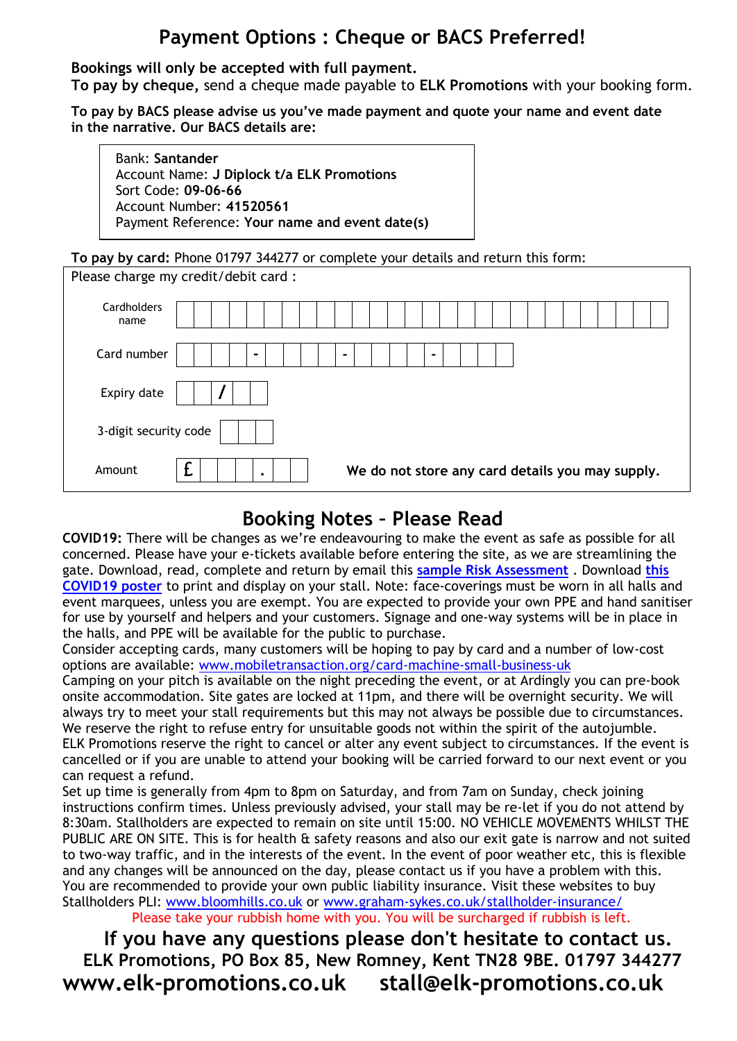# Payment Options : Cheque or BACS Preferred!

**Bookings will only be accepted with full payment.**
**To pay by cheque,** send a cheque made payable to **ELK Promotions** with your booking form.

**To pay by BACS please advise us you've made payment and quote your name and event date in the narrative. Our BACS details are:**

Bank: **Santander**
Account Name: **J Diplock t/a ELK Promotions**
Sort Code: **09-06-66**
Account Number: **41520561**
Payment Reference: **Your name and event date(s)**

**To pay by card:** Phone 01797 344277 or complete your details and return this form:

Please charge my credit/debit card :

Cardholders name

Card number ____ - ____ - ____ - ____

Expiry date __ / __

3-digit security code

Amount £ ___ . __

**We do not store any card details you may supply.**

## Booking Notes – Please Read

**COVID19:** There will be changes as we're endeavouring to make the event as safe as possible for all concerned. Please have your e-tickets available before entering the site, as we are streamlining the gate. Download, read, complete and return by email this **sample Risk Assessment** . Download **this COVID19 poster** to print and display on your stall. Note: face-coverings must be worn in all halls and event marquees, unless you are exempt. You are expected to provide your own PPE and hand sanitiser for use by yourself and helpers and your customers. Signage and one-way systems will be in place in the halls, and PPE will be available for the public to purchase.

Consider accepting cards, many customers will be hoping to pay by card and a number of low-cost options are available: www.mobiletransaction.org/card-machine-small-business-uk

Camping on your pitch is available on the night preceding the event, or at Ardingly you can pre-book onsite accommodation. Site gates are locked at 11pm, and there will be overnight security. We will always try to meet your stall requirements but this may not always be possible due to circumstances. We reserve the right to refuse entry for unsuitable goods not within the spirit of the autojumble. ELK Promotions reserve the right to cancel or alter any event subject to circumstances. If the event is cancelled or if you are unable to attend your booking will be carried forward to our next event or you can request a refund.

Set up time is generally from 4pm to 8pm on Saturday, and from 7am on Sunday, check joining instructions confirm times. Unless previously advised, your stall may be re-let if you do not attend by 8:30am. Stallholders are expected to remain on site until 15:00. NO VEHICLE MOVEMENTS WHILST THE PUBLIC ARE ON SITE. This is for health & safety reasons and also our exit gate is narrow and not suited to two-way traffic, and in the interests of the event. In the event of poor weather etc, this is flexible and any changes will be announced on the day, please contact us if you have a problem with this. You are recommended to provide your own public liability insurance. Visit these websites to buy Stallholders PLI: www.bloomhills.co.uk or www.graham-sykes.co.uk/stallholder-insurance/

Please take your rubbish home with you. You will be surcharged if rubbish is left.

**If you have any questions please don't hesitate to contact us.**
**ELK Promotions, PO Box 85, New Romney, Kent TN28 9BE. 01797 344277**
**www.elk-promotions.co.uk stall@elk-promotions.co.uk**